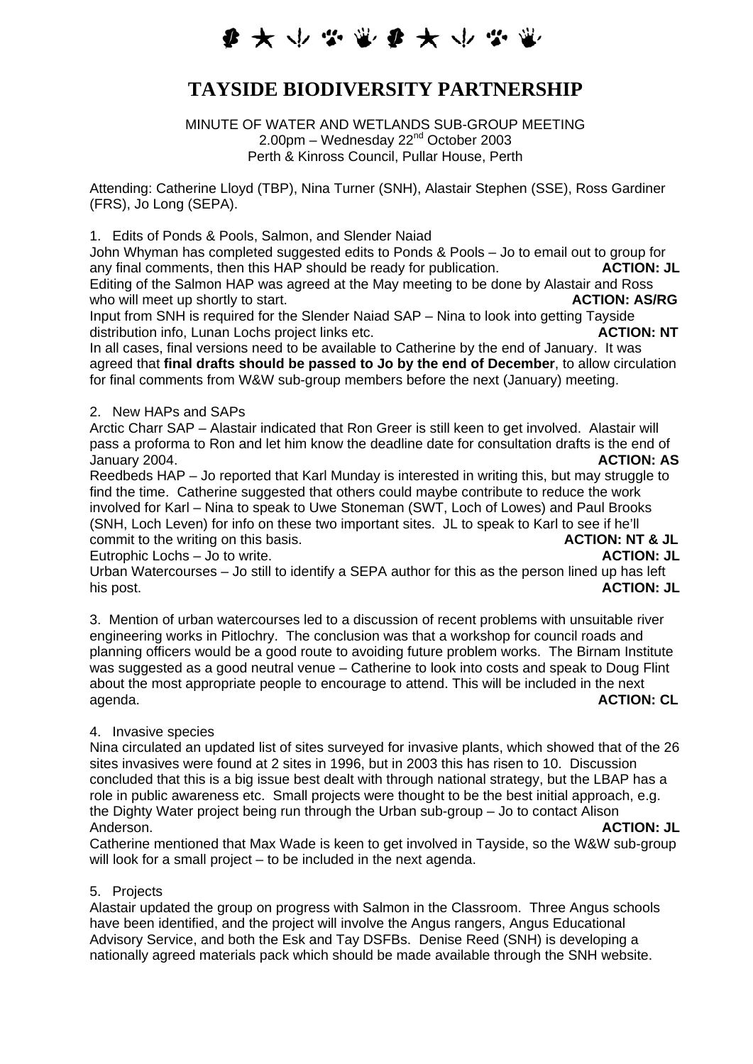# TAYSIDE BIODIVERSITY PARTNERSHIP

MINUTE OF WATER AND WETLANDS SUB-GROUP MEETING
2.00pm – Wednesday 22nd October 2003
Perth & Kinross Council, Pullar House, Perth

Attending: Catherine Lloyd (TBP), Nina Turner (SNH), Alastair Stephen (SSE), Ross Gardiner (FRS), Jo Long (SEPA).

1. Edits of Ponds & Pools, Salmon, and Slender Naiad

John Whyman has completed suggested edits to Ponds & Pools – Jo to email out to group for any final comments, then this HAP should be ready for publication. **ACTION: JL**

Editing of the Salmon HAP was agreed at the May meeting to be done by Alastair and Ross who will meet up shortly to start. **ACTION: AS/RG**

Input from SNH is required for the Slender Naiad SAP – Nina to look into getting Tayside distribution info, Lunan Lochs project links etc. **ACTION: NT**

In all cases, final versions need to be available to Catherine by the end of January. It was agreed that **final drafts should be passed to Jo by the end of December**, to allow circulation for final comments from W&W sub-group members before the next (January) meeting.

2. New HAPs and SAPs

Arctic Charr SAP – Alastair indicated that Ron Greer is still keen to get involved. Alastair will pass a proforma to Ron and let him know the deadline date for consultation drafts is the end of January 2004. **ACTION: AS**

Reedbeds HAP – Jo reported that Karl Munday is interested in writing this, but may struggle to find the time. Catherine suggested that others could maybe contribute to reduce the work involved for Karl – Nina to speak to Uwe Stoneman (SWT, Loch of Lowes) and Paul Brooks (SNH, Loch Leven) for info on these two important sites. JL to speak to Karl to see if he'll commit to the writing on this basis. **ACTION: NT & JL**

Eutrophic Lochs – Jo to write. **ACTION: JL**

Urban Watercourses – Jo still to identify a SEPA author for this as the person lined up has left his post. **ACTION: JL**

3. Mention of urban watercourses led to a discussion of recent problems with unsuitable river engineering works in Pitlochry. The conclusion was that a workshop for council roads and planning officers would be a good route to avoiding future problem works. The Birnam Institute was suggested as a good neutral venue – Catherine to look into costs and speak to Doug Flint about the most appropriate people to encourage to attend. This will be included in the next agenda. **ACTION: CL**

4. Invasive species

Nina circulated an updated list of sites surveyed for invasive plants, which showed that of the 26 sites invasives were found at 2 sites in 1996, but in 2003 this has risen to 10. Discussion concluded that this is a big issue best dealt with through national strategy, but the LBAP has a role in public awareness etc. Small projects were thought to be the best initial approach, e.g. the Dighty Water project being run through the Urban sub-group – Jo to contact Alison Anderson. **ACTION: JL**

Catherine mentioned that Max Wade is keen to get involved in Tayside, so the W&W sub-group will look for a small project – to be included in the next agenda.

5. Projects

Alastair updated the group on progress with Salmon in the Classroom. Three Angus schools have been identified, and the project will involve the Angus rangers, Angus Educational Advisory Service, and both the Esk and Tay DSFBs. Denise Reed (SNH) is developing a nationally agreed materials pack which should be made available through the SNH website.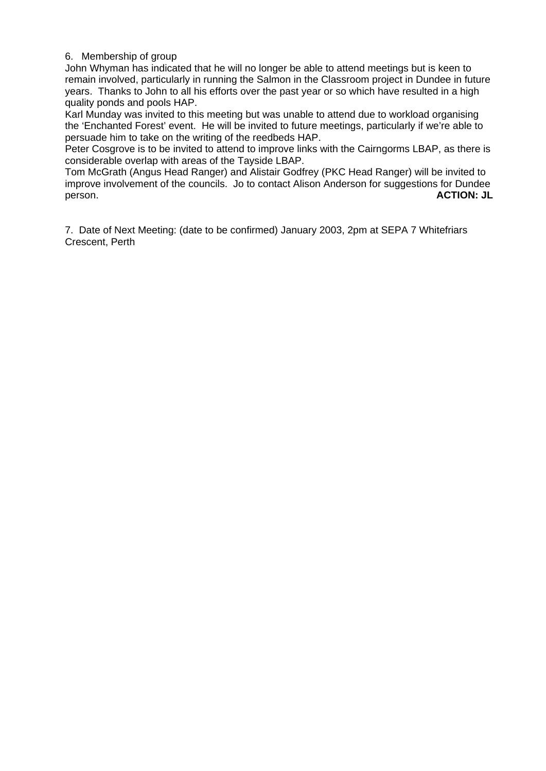6. Membership of group

John Whyman has indicated that he will no longer be able to attend meetings but is keen to remain involved, particularly in running the Salmon in the Classroom project in Dundee in future years. Thanks to John to all his efforts over the past year or so which have resulted in a high quality ponds and pools HAP.

Karl Munday was invited to this meeting but was unable to attend due to workload organising the 'Enchanted Forest' event. He will be invited to future meetings, particularly if we're able to persuade him to take on the writing of the reedbeds HAP.

Peter Cosgrove is to be invited to attend to improve links with the Cairngorms LBAP, as there is considerable overlap with areas of the Tayside LBAP.

Tom McGrath (Angus Head Ranger) and Alistair Godfrey (PKC Head Ranger) will be invited to improve involvement of the councils. Jo to contact Alison Anderson for suggestions for Dundee person. **ACTION: JL**

7. Date of Next Meeting: (date to be confirmed) January 2003, 2pm at SEPA 7 Whitefriars Crescent, Perth